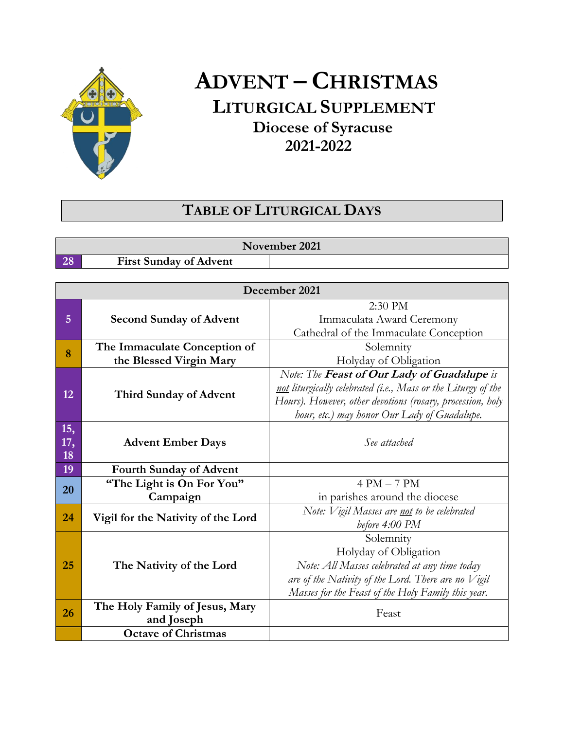# ADVENT – CHRISTMAS

## LITURGICAL SUPPLEMENT

### Diocese of Syracuse

### 2021-2022

## TABLE OF LITURGICAL DAYS

| November 2021 | | |
|---|---|---|
| 28 | **First Sunday of Advent** | |

| December 2021 | | |
|---|---|---|
| 5 | **Second Sunday of Advent** | 2:30 PM<br>Immaculata Award Ceremony<br>Cathedral of the Immaculate Conception |
| 8 | **The Immaculate Conception of the Blessed Virgin Mary** | Solemnity<br>Holyday of Obligation |
| 12 | **Third Sunday of Advent** | *Note: The **Feast of Our Lady of Guadalupe** is not liturgically celebrated (i.e., Mass or the Liturgy of the Hours). However, other devotions (rosary, procession, holy hour, etc.) may honor Our Lady of Guadalupe.* |
| 15, 17, 18 | **Advent Ember Days** | *See attached* |
| 19 | **Fourth Sunday of Advent** | |
| 20 | **"The Light is On For You" Campaign** | 4 PM – 7 PM<br>in parishes around the diocese |
| 24 | **Vigil for the Nativity of the Lord** | *Note: Vigil Masses are not to be celebrated before 4:00 PM* |
| 25 | **The Nativity of the Lord** | Solemnity<br>Holyday of Obligation<br>*Note: All Masses celebrated at any time today are of the Nativity of the Lord. There are no Vigil Masses for the Feast of the Holy Family this year.* |
| 26 | **The Holy Family of Jesus, Mary and Joseph** | Feast |
| | **Octave of Christmas** | |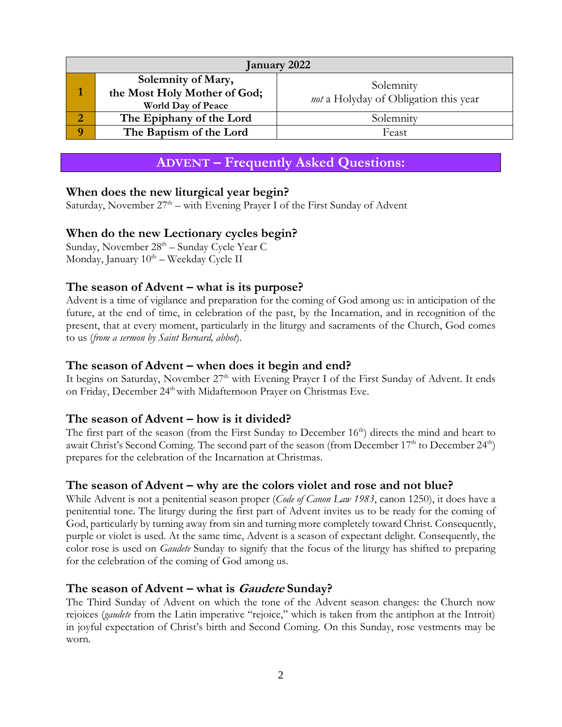| January 2022 | | |
|---|---|---|
| **1** | **Solemnity of Mary, the Most Holy Mother of God;** **World Day of Peace** | Solemnity *not* a Holyday of Obligation this year |
| **2** | **The Epiphany of the Lord** | Solemnity |
| **9** | **The Baptism of the Lord** | Feast |

## ADVENT – Frequently Asked Questions:

### When does the new liturgical year begin?

Saturday, November 27th – with Evening Prayer I of the First Sunday of Advent

### When do the new Lectionary cycles begin?

Sunday, November 28th – Sunday Cycle Year C
Monday, January 10th – Weekday Cycle II

### The season of Advent – what is its purpose?

Advent is a time of vigilance and preparation for the coming of God among us: in anticipation of the future, at the end of time, in celebration of the past, by the Incarnation, and in recognition of the present, that at every moment, particularly in the liturgy and sacraments of the Church, God comes to us (*from a sermon by Saint Bernard, abbot*).

### The season of Advent – when does it begin and end?

It begins on Saturday, November 27th with Evening Prayer I of the First Sunday of Advent. It ends on Friday, December 24th with Midafternoon Prayer on Christmas Eve.

### The season of Advent – how is it divided?

The first part of the season (from the First Sunday to December 16th) directs the mind and heart to await Christ's Second Coming. The second part of the season (from December 17th to December 24th) prepares for the celebration of the Incarnation at Christmas.

### The season of Advent – why are the colors violet and rose and not blue?

While Advent is not a penitential season proper (*Code of Canon Law 1983*, canon 1250), it does have a penitential tone. The liturgy during the first part of Advent invites us to be ready for the coming of God, particularly by turning away from sin and turning more completely toward Christ. Consequently, purple or violet is used. At the same time, Advent is a season of expectant delight. Consequently, the color rose is used on *Gaudete* Sunday to signify that the focus of the liturgy has shifted to preparing for the celebration of the coming of God among us.

### The season of Advent – what is *Gaudete* Sunday?

The Third Sunday of Advent on which the tone of the Advent season changes: the Church now rejoices (*gaudete* from the Latin imperative "rejoice," which is taken from the antiphon at the Introit) in joyful expectation of Christ's birth and Second Coming. On this Sunday, rose vestments may be worn.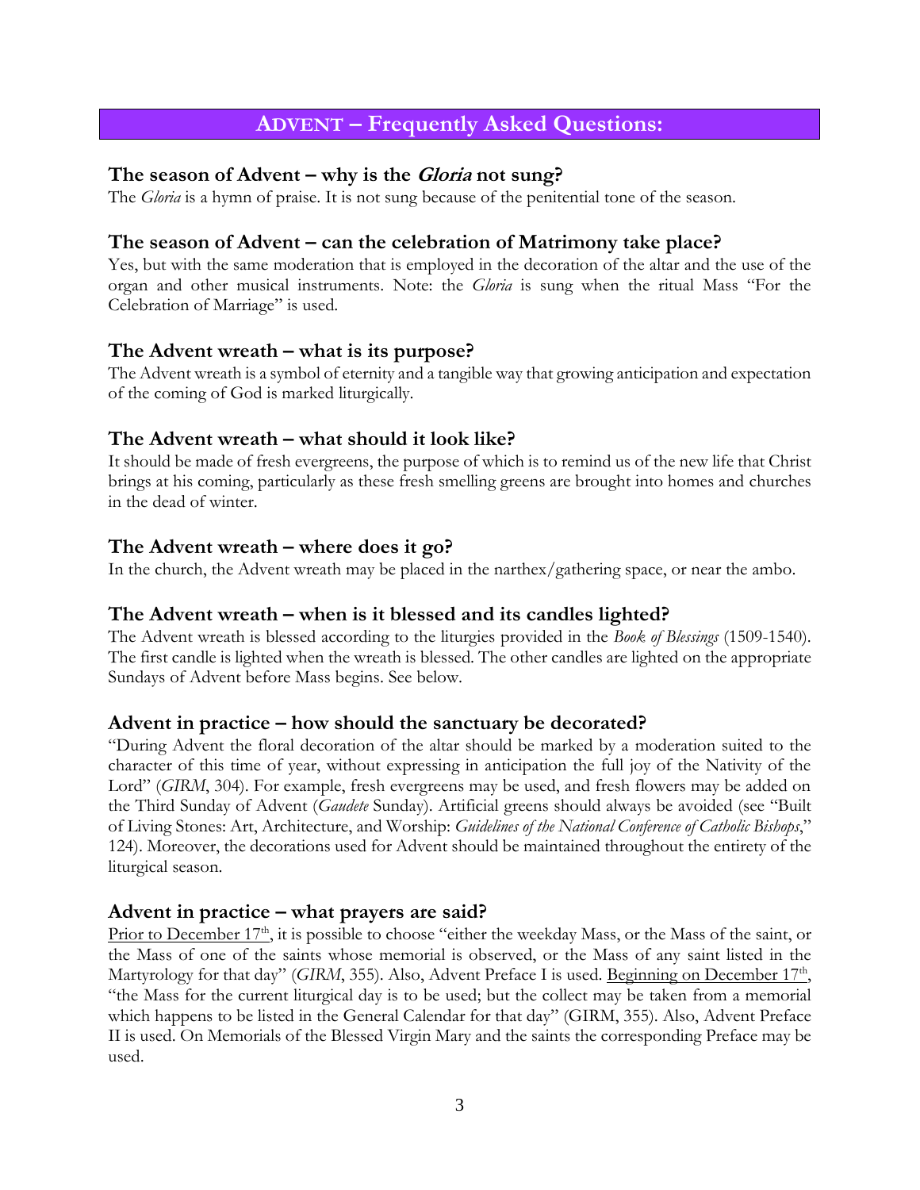# ADVENT – Frequently Asked Questions:

### The season of Advent – why is the *Gloria* not sung?

The *Gloria* is a hymn of praise. It is not sung because of the penitential tone of the season.

### The season of Advent – can the celebration of Matrimony take place?

Yes, but with the same moderation that is employed in the decoration of the altar and the use of the organ and other musical instruments. Note: the *Gloria* is sung when the ritual Mass "For the Celebration of Marriage" is used.

### The Advent wreath – what is its purpose?

The Advent wreath is a symbol of eternity and a tangible way that growing anticipation and expectation of the coming of God is marked liturgically.

### The Advent wreath – what should it look like?

It should be made of fresh evergreens, the purpose of which is to remind us of the new life that Christ brings at his coming, particularly as these fresh smelling greens are brought into homes and churches in the dead of winter.

### The Advent wreath – where does it go?

In the church, the Advent wreath may be placed in the narthex/gathering space, or near the ambo.

### The Advent wreath – when is it blessed and its candles lighted?

The Advent wreath is blessed according to the liturgies provided in the *Book of Blessings* (1509-1540). The first candle is lighted when the wreath is blessed. The other candles are lighted on the appropriate Sundays of Advent before Mass begins. See below.

### Advent in practice – how should the sanctuary be decorated?

"During Advent the floral decoration of the altar should be marked by a moderation suited to the character of this time of year, without expressing in anticipation the full joy of the Nativity of the Lord" (*GIRM*, 304). For example, fresh evergreens may be used, and fresh flowers may be added on the Third Sunday of Advent (*Gaudete* Sunday). Artificial greens should always be avoided (see "Built of Living Stones: Art, Architecture, and Worship: *Guidelines of the National Conference of Catholic Bishops*," 124). Moreover, the decorations used for Advent should be maintained throughout the entirety of the liturgical season.

### Advent in practice – what prayers are said?

<u>Prior to December 17th</u>, it is possible to choose "either the weekday Mass, or the Mass of the saint, or the Mass of one of the saints whose memorial is observed, or the Mass of any saint listed in the Martyrology for that day" (*GIRM*, 355). Also, Advent Preface I is used. <u>Beginning on December 17th</u>, "the Mass for the current liturgical day is to be used; but the collect may be taken from a memorial which happens to be listed in the General Calendar for that day" (GIRM, 355). Also, Advent Preface II is used. On Memorials of the Blessed Virgin Mary and the saints the corresponding Preface may be used.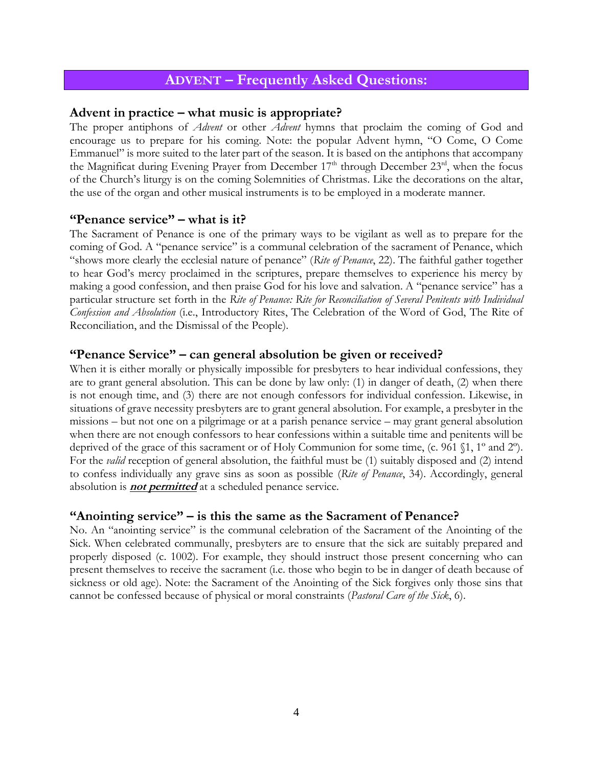## ADVENT – Frequently Asked Questions:

### Advent in practice – what music is appropriate?

The proper antiphons of *Advent* or other *Advent* hymns that proclaim the coming of God and encourage us to prepare for his coming. Note: the popular Advent hymn, "O Come, O Come Emmanuel" is more suited to the later part of the season. It is based on the antiphons that accompany the Magnificat during Evening Prayer from December 17th through December 23rd, when the focus of the Church's liturgy is on the coming Solemnities of Christmas. Like the decorations on the altar, the use of the organ and other musical instruments is to be employed in a moderate manner.

### "Penance service" – what is it?

The Sacrament of Penance is one of the primary ways to be vigilant as well as to prepare for the coming of God. A "penance service" is a communal celebration of the sacrament of Penance, which "shows more clearly the ecclesial nature of penance" (*Rite of Penance*, 22). The faithful gather together to hear God's mercy proclaimed in the scriptures, prepare themselves to experience his mercy by making a good confession, and then praise God for his love and salvation. A "penance service" has a particular structure set forth in the *Rite of Penance: Rite for Reconciliation of Several Penitents with Individual Confession and Absolution* (i.e., Introductory Rites, The Celebration of the Word of God, The Rite of Reconciliation, and the Dismissal of the People).

### "Penance Service" – can general absolution be given or received?

When it is either morally or physically impossible for presbyters to hear individual confessions, they are to grant general absolution. This can be done by law only: (1) in danger of death, (2) when there is not enough time, and (3) there are not enough confessors for individual confession. Likewise, in situations of grave necessity presbyters are to grant general absolution. For example, a presbyter in the missions – but not one on a pilgrimage or at a parish penance service – may grant general absolution when there are not enough confessors to hear confessions within a suitable time and penitents will be deprived of the grace of this sacrament or of Holy Communion for some time, (c. 961 §1, 1º and 2º). For the *valid* reception of general absolution, the faithful must be (1) suitably disposed and (2) intend to confess individually any grave sins as soon as possible (*Rite of Penance*, 34). Accordingly, general absolution is ***not permitted*** at a scheduled penance service.

### "Anointing service" – is this the same as the Sacrament of Penance?

No. An "anointing service" is the communal celebration of the Sacrament of the Anointing of the Sick. When celebrated communally, presbyters are to ensure that the sick are suitably prepared and properly disposed (c. 1002). For example, they should instruct those present concerning who can present themselves to receive the sacrament (i.e. those who begin to be in danger of death because of sickness or old age). Note: the Sacrament of the Anointing of the Sick forgives only those sins that cannot be confessed because of physical or moral constraints (*Pastoral Care of the Sick*, 6).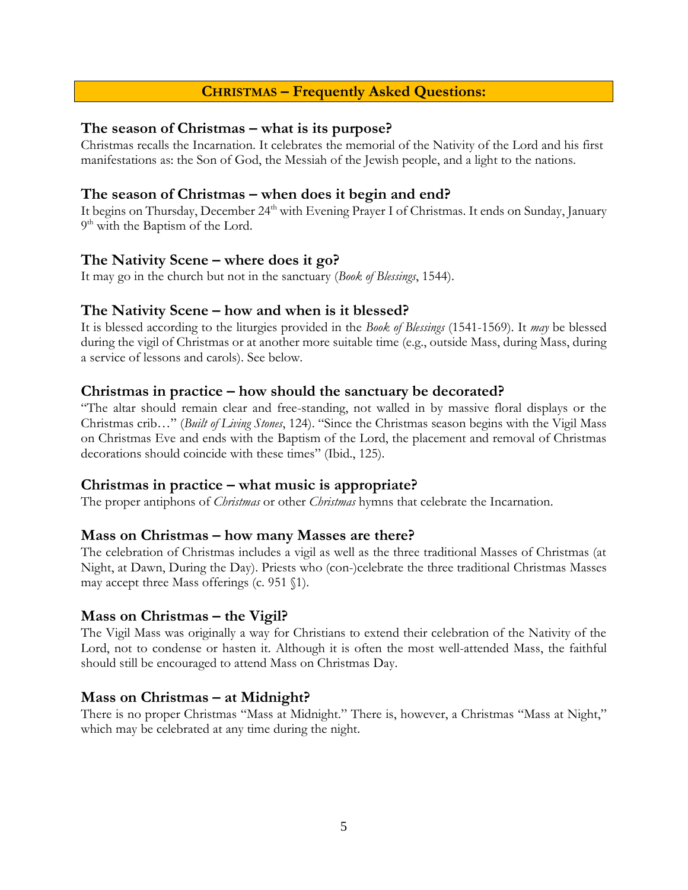## CHRISTMAS – Frequently Asked Questions:

### The season of Christmas – what is its purpose?

Christmas recalls the Incarnation. It celebrates the memorial of the Nativity of the Lord and his first manifestations as: the Son of God, the Messiah of the Jewish people, and a light to the nations.

### The season of Christmas – when does it begin and end?

It begins on Thursday, December 24th with Evening Prayer I of Christmas. It ends on Sunday, January 9th with the Baptism of the Lord.

### The Nativity Scene – where does it go?

It may go in the church but not in the sanctuary (*Book of Blessings*, 1544).

### The Nativity Scene – how and when is it blessed?

It is blessed according to the liturgies provided in the *Book of Blessings* (1541-1569). It *may* be blessed during the vigil of Christmas or at another more suitable time (e.g., outside Mass, during Mass, during a service of lessons and carols). See below.

### Christmas in practice – how should the sanctuary be decorated?

"The altar should remain clear and free-standing, not walled in by massive floral displays or the Christmas crib…" (*Built of Living Stones*, 124). "Since the Christmas season begins with the Vigil Mass on Christmas Eve and ends with the Baptism of the Lord, the placement and removal of Christmas decorations should coincide with these times" (Ibid., 125).

### Christmas in practice – what music is appropriate?

The proper antiphons of *Christmas* or other *Christmas* hymns that celebrate the Incarnation.

### Mass on Christmas – how many Masses are there?

The celebration of Christmas includes a vigil as well as the three traditional Masses of Christmas (at Night, at Dawn, During the Day). Priests who (con-)celebrate the three traditional Christmas Masses may accept three Mass offerings (c. 951 §1).

### Mass on Christmas – the Vigil?

The Vigil Mass was originally a way for Christians to extend their celebration of the Nativity of the Lord, not to condense or hasten it. Although it is often the most well-attended Mass, the faithful should still be encouraged to attend Mass on Christmas Day.

### Mass on Christmas – at Midnight?

There is no proper Christmas "Mass at Midnight." There is, however, a Christmas "Mass at Night," which may be celebrated at any time during the night.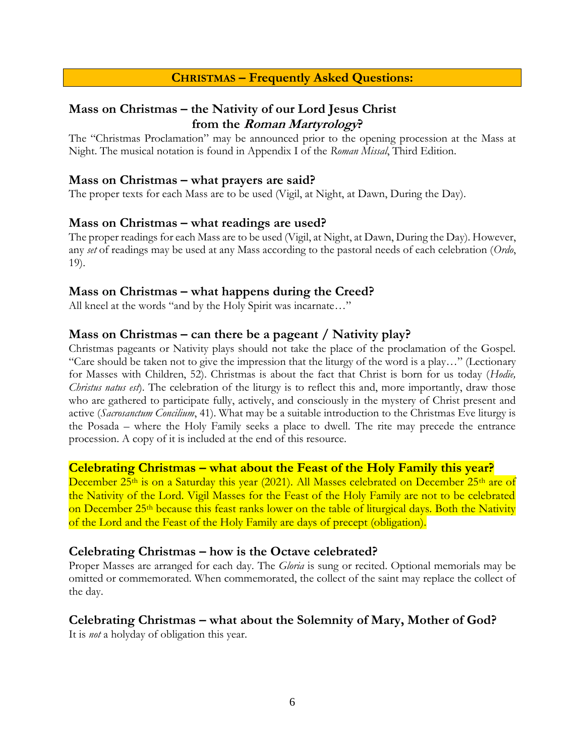## **CHRISTMAS – Frequently Asked Questions:**

### Mass on Christmas – the Nativity of our Lord Jesus Christ from the *Roman Martyrology*?

The "Christmas Proclamation" may be announced prior to the opening procession at the Mass at Night. The musical notation is found in Appendix I of the *Roman Missal*, Third Edition.

### Mass on Christmas – what prayers are said?

The proper texts for each Mass are to be used (Vigil, at Night, at Dawn, During the Day).

### Mass on Christmas – what readings are used?

The proper readings for each Mass are to be used (Vigil, at Night, at Dawn, During the Day). However, any *set* of readings may be used at any Mass according to the pastoral needs of each celebration (*Ordo*, 19).

### Mass on Christmas – what happens during the Creed?

All kneel at the words "and by the Holy Spirit was incarnate…"

### Mass on Christmas – can there be a pageant / Nativity play?

Christmas pageants or Nativity plays should not take the place of the proclamation of the Gospel. "Care should be taken not to give the impression that the liturgy of the word is a play…" (Lectionary for Masses with Children, 52). Christmas is about the fact that Christ is born for us today (*Hodie, Christus natus est*). The celebration of the liturgy is to reflect this and, more importantly, draw those who are gathered to participate fully, actively, and consciously in the mystery of Christ present and active (*Sacrosanctum Concilium*, 41). What may be a suitable introduction to the Christmas Eve liturgy is the Posada – where the Holy Family seeks a place to dwell. The rite may precede the entrance procession. A copy of it is included at the end of this resource.

### Celebrating Christmas – what about the Feast of the Holy Family this year?

December 25th is on a Saturday this year (2021). All Masses celebrated on December 25th are of the Nativity of the Lord. Vigil Masses for the Feast of the Holy Family are not to be celebrated on December 25th because this feast ranks lower on the table of liturgical days. Both the Nativity of the Lord and the Feast of the Holy Family are days of precept (obligation).

### Celebrating Christmas – how is the Octave celebrated?

Proper Masses are arranged for each day. The *Gloria* is sung or recited. Optional memorials may be omitted or commemorated. When commemorated, the collect of the saint may replace the collect of the day.

### Celebrating Christmas – what about the Solemnity of Mary, Mother of God?

It is *not* a holyday of obligation this year.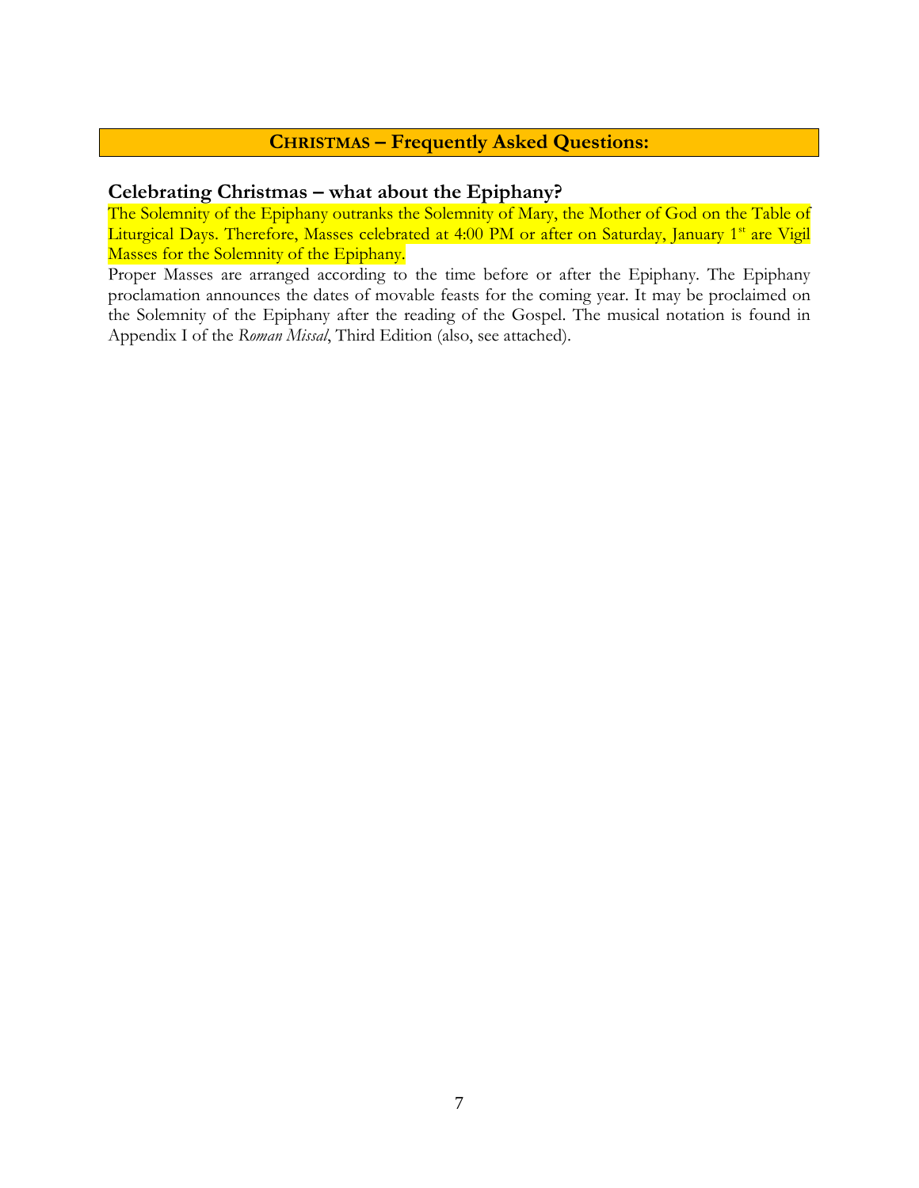## **CHRISTMAS – Frequently Asked Questions:**

### Celebrating Christmas – what about the Epiphany?

The Solemnity of the Epiphany outranks the Solemnity of Mary, the Mother of God on the Table of Liturgical Days. Therefore, Masses celebrated at 4:00 PM or after on Saturday, January 1st are Vigil Masses for the Solemnity of the Epiphany.

Proper Masses are arranged according to the time before or after the Epiphany. The Epiphany proclamation announces the dates of movable feasts for the coming year. It may be proclaimed on the Solemnity of the Epiphany after the reading of the Gospel. The musical notation is found in Appendix I of the *Roman Missal*, Third Edition (also, see attached).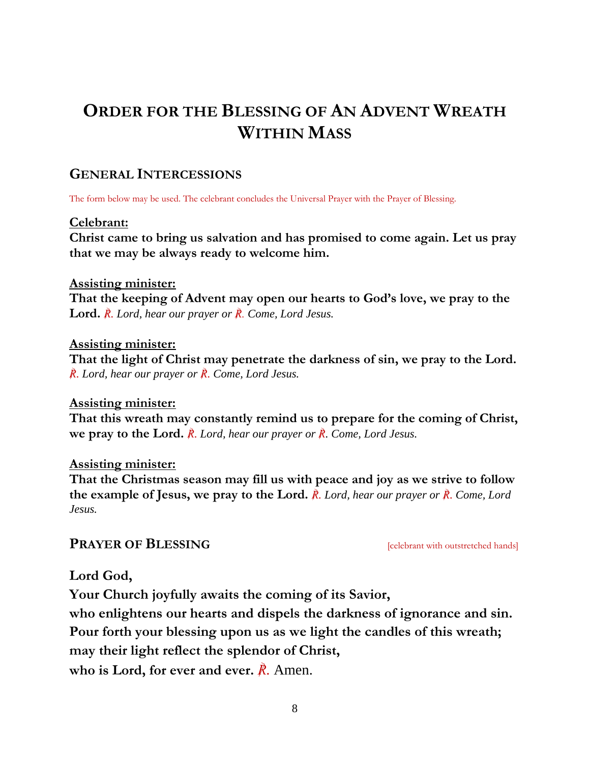# ORDER FOR THE BLESSING OF AN ADVENT WREATH WITHIN MASS

## GENERAL INTERCESSIONS

The form below may be used. The celebrant concludes the Universal Prayer with the Prayer of Blessing.

**Celebrant:**
**Christ came to bring us salvation and has promised to come again. Let us pray that we may be always ready to welcome him.**

**Assisting minister:**
**That the keeping of Advent may open our hearts to God's love, we pray to the Lord.** ℟. *Lord, hear our prayer or* ℟. *Come, Lord Jesus.*

**Assisting minister:**
**That the light of Christ may penetrate the darkness of sin, we pray to the Lord.** ℟. *Lord, hear our prayer or* ℟. *Come, Lord Jesus.*

**Assisting minister:**
**That this wreath may constantly remind us to prepare for the coming of Christ, we pray to the Lord.** ℟. *Lord, hear our prayer or* ℟. *Come, Lord Jesus.*

**Assisting minister:**
**That the Christmas season may fill us with peace and joy as we strive to follow the example of Jesus, we pray to the Lord.** ℟. *Lord, hear our prayer or* ℟. *Come, Lord Jesus.*

## PRAYER OF BLESSING

[celebrant with outstretched hands]

**Lord God,**
**Your Church joyfully awaits the coming of its Savior,**
**who enlightens our hearts and dispels the darkness of ignorance and sin.**
**Pour forth your blessing upon us as we light the candles of this wreath;**
**may their light reflect the splendor of Christ,**
**who is Lord, for ever and ever.** ℟. Amen.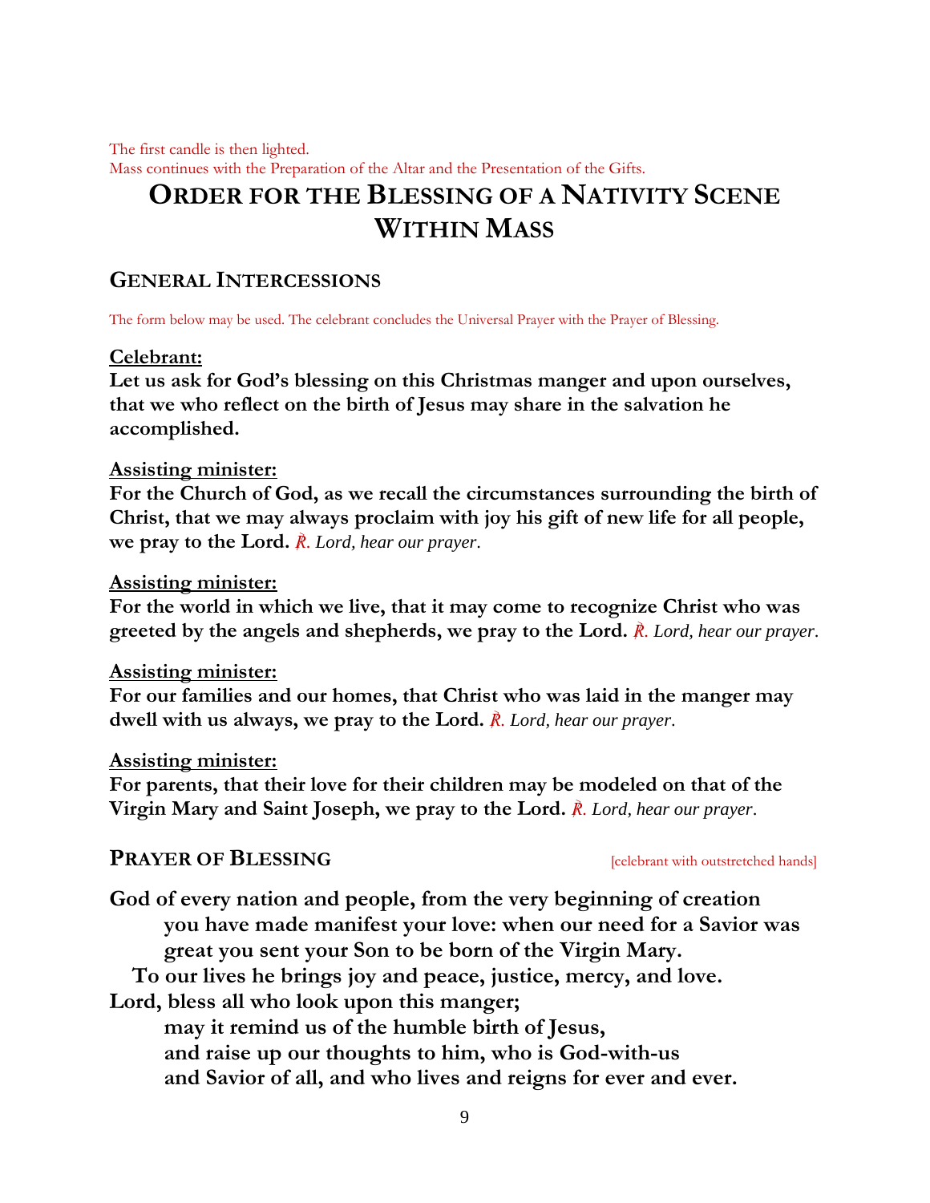The first candle is then lighted.
Mass continues with the Preparation of the Altar and the Presentation of the Gifts.

# ORDER FOR THE BLESSING OF A NATIVITY SCENE WITHIN MASS

## GENERAL INTERCESSIONS

The form below may be used. The celebrant concludes the Universal Prayer with the Prayer of Blessing.

**Celebrant:**
**Let us ask for God's blessing on this Christmas manger and upon ourselves, that we who reflect on the birth of Jesus may share in the salvation he accomplished.**

**Assisting minister:**
**For the Church of God, as we recall the circumstances surrounding the birth of Christ, that we may always proclaim with joy his gift of new life for all people, we pray to the Lord.** ℟. *Lord, hear our prayer*.

**Assisting minister:**
**For the world in which we live, that it may come to recognize Christ who was greeted by the angels and shepherds, we pray to the Lord.** ℟. *Lord, hear our prayer*.

**Assisting minister:**
**For our families and our homes, that Christ who was laid in the manger may dwell with us always, we pray to the Lord.** ℟. *Lord, hear our prayer*.

**Assisting minister:**
**For parents, that their love for their children may be modeled on that of the Virgin Mary and Saint Joseph, we pray to the Lord.** ℟. *Lord, hear our prayer*.

## PRAYER OF BLESSING

[celebrant with outstretched hands]

**God of every nation and people, from the very beginning of creation**
**you have made manifest your love: when our need for a Savior was great you sent your Son to be born of the Virgin Mary.**
**To our lives he brings joy and peace, justice, mercy, and love.**
**Lord, bless all who look upon this manger;**
**may it remind us of the humble birth of Jesus,**
**and raise up our thoughts to him, who is God-with-us**
**and Savior of all, and who lives and reigns for ever and ever.**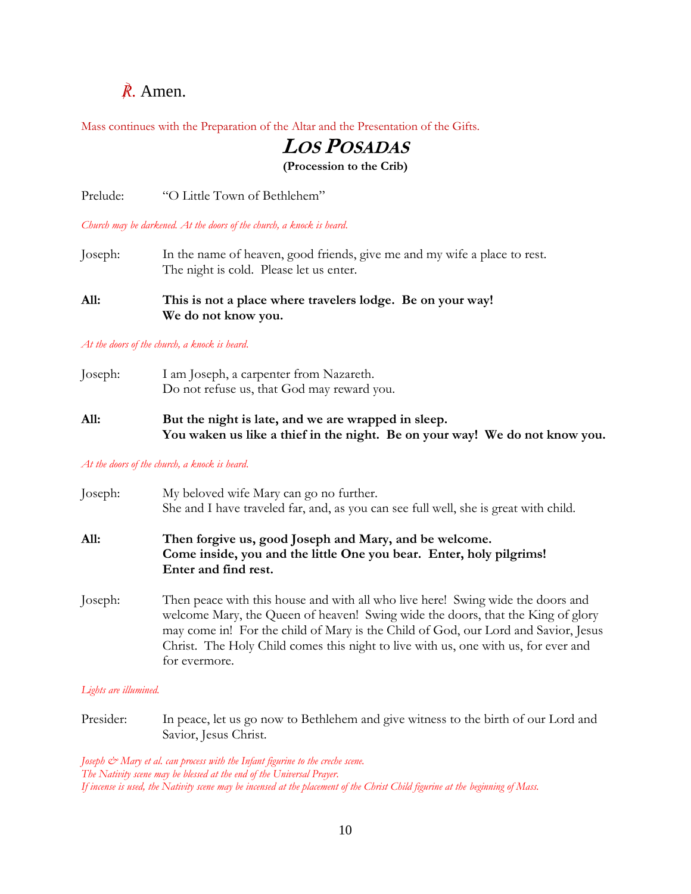℟. Amen.

Mass continues with the Preparation of the Altar and the Presentation of the Gifts.

# *LOS POSADAS*

**(Procession to the Crib)**

Prelude: "O Little Town of Bethlehem"

*Church may be darkened. At the doors of the church, a knock is heard.*

Joseph: In the name of heaven, good friends, give me and my wife a place to rest. The night is cold. Please let us enter.

**All: This is not a place where travelers lodge. Be on your way! We do not know you.**

*At the doors of the church, a knock is heard.*

Joseph: I am Joseph, a carpenter from Nazareth. Do not refuse us, that God may reward you.

**All: But the night is late, and we are wrapped in sleep. You waken us like a thief in the night. Be on your way! We do not know you.**

*At the doors of the church, a knock is heard.*

Joseph: My beloved wife Mary can go no further. She and I have traveled far, and, as you can see full well, she is great with child.

**All: Then forgive us, good Joseph and Mary, and be welcome. Come inside, you and the little One you bear. Enter, holy pilgrims! Enter and find rest.**

Joseph: Then peace with this house and with all who live here! Swing wide the doors and welcome Mary, the Queen of heaven! Swing wide the doors, that the King of glory may come in! For the child of Mary is the Child of God, our Lord and Savior, Jesus Christ. The Holy Child comes this night to live with us, one with us, for ever and for evermore.

*Lights are illumined.*

Presider: In peace, let us go now to Bethlehem and give witness to the birth of our Lord and Savior, Jesus Christ.

*Joseph & Mary et al. can process with the Infant figurine to the creche scene.*
*The Nativity scene may be blessed at the end of the Universal Prayer.*
*If incense is used, the Nativity scene may be incensed at the placement of the Christ Child figurine at the beginning of Mass.*